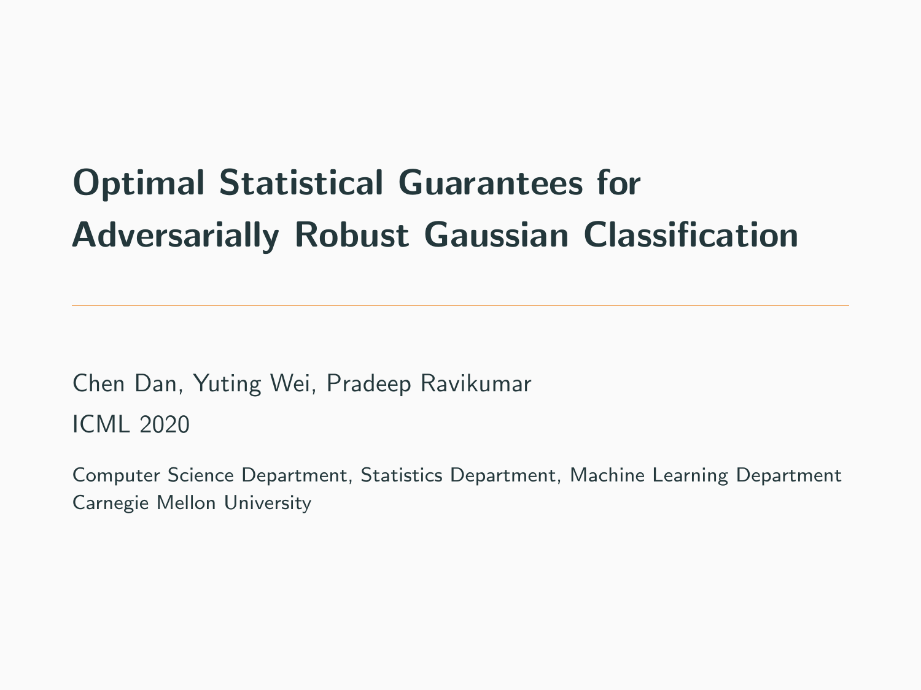# Optimal Statistical Guarantees for Adversarially Robust Gaussian Classification

Chen Dan, Yuting Wei, Pradeep Ravikumar

ICML 2020

Computer Science Department, Statistics Department, Machine Learning Department
Carnegie Mellon University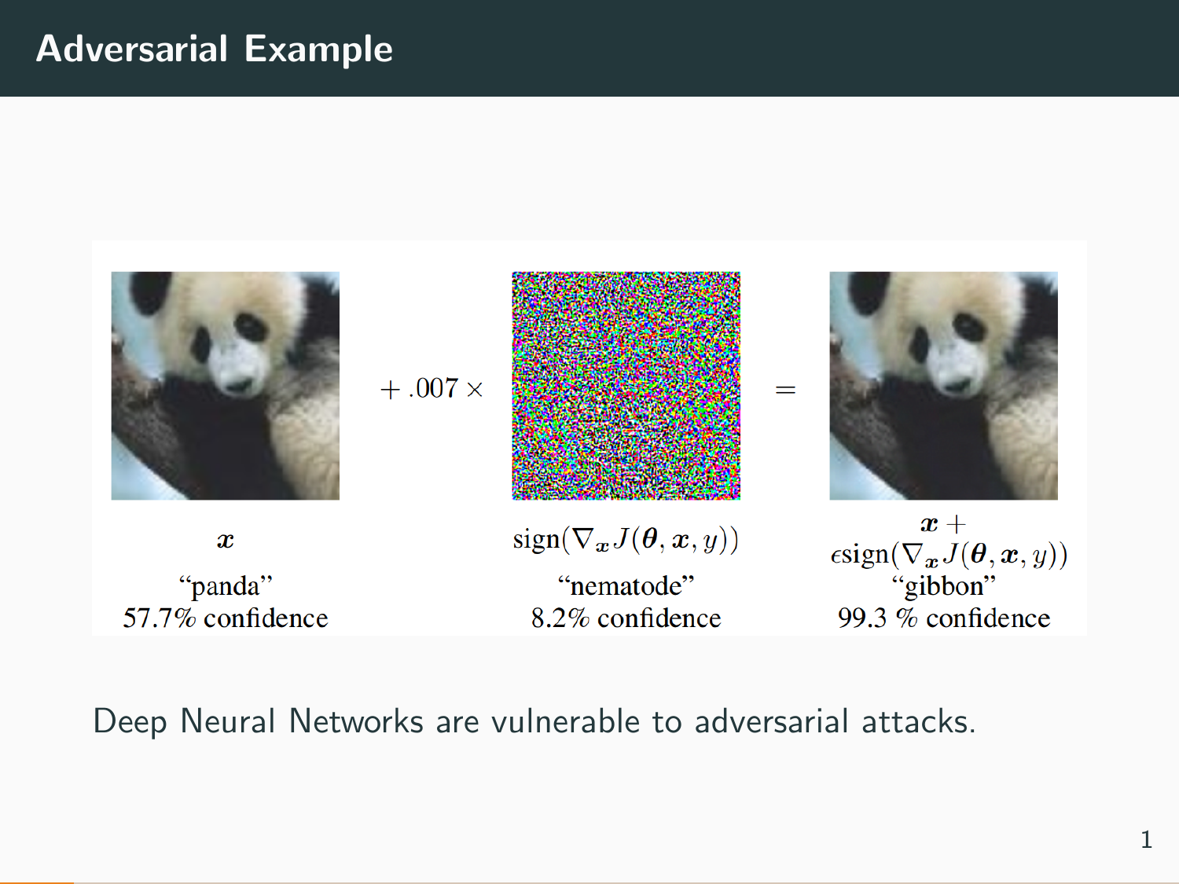# Adversarial Example

$x$ "panda" 57.7% confidence $+ .007 \times$ $\text{sign}(\nabla_x J(\theta, x, y))$ "nematode" 8.2% confidence $=$ $x + \epsilon\text{sign}(\nabla_x J(\theta, x, y))$ "gibbon" 99.3 % confidence

Deep Neural Networks are vulnerable to adversarial attacks.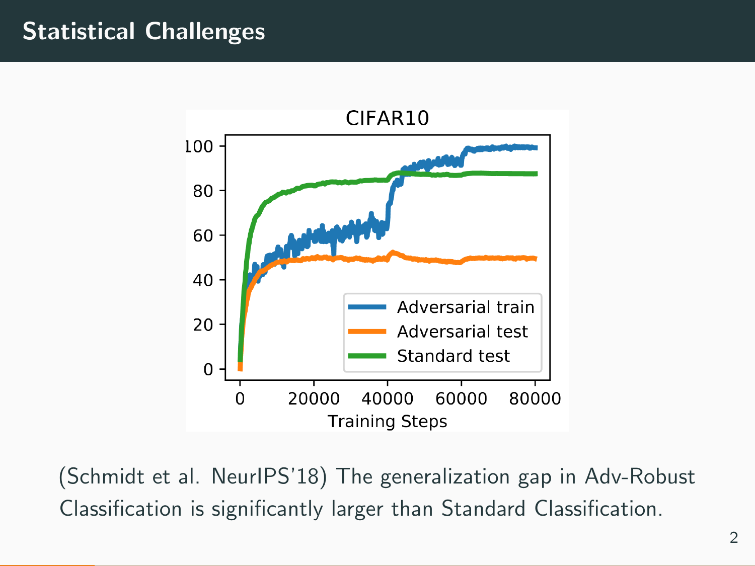## Statistical Challenges

(Schmidt et al. NeurIPS'18) The generalization gap in Adv-Robust Classification is significantly larger than Standard Classification.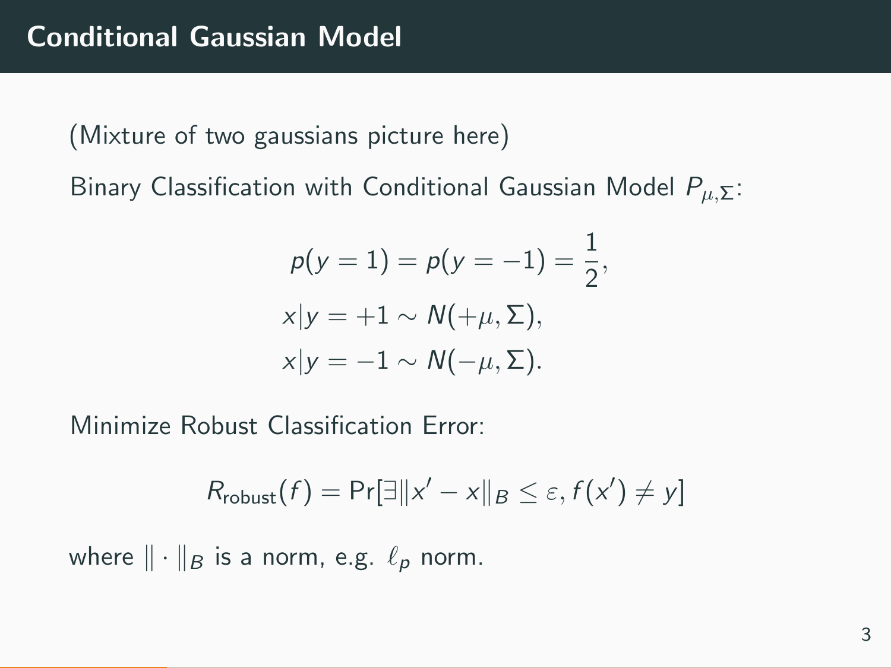## Conditional Gaussian Model

(Mixture of two gaussians picture here)

Binary Classification with Conditional Gaussian Model $P_{\mu,\Sigma}$:

$$
\begin{aligned}
p(y = 1) = p(y = -1) &= \frac{1}{2}, \\
x|y = +1 &\sim N(+\mu, \Sigma), \\
x|y = -1 &\sim N(-\mu, \Sigma).
\end{aligned}
$$

Minimize Robust Classification Error:

$$
R_{\text{robust}}(f) = \Pr[\exists \|x' - x\|_B \leq \varepsilon, f(x') \neq y]
$$

where $\| \cdot \|_B$ is a norm, e.g. $\ell_p$ norm.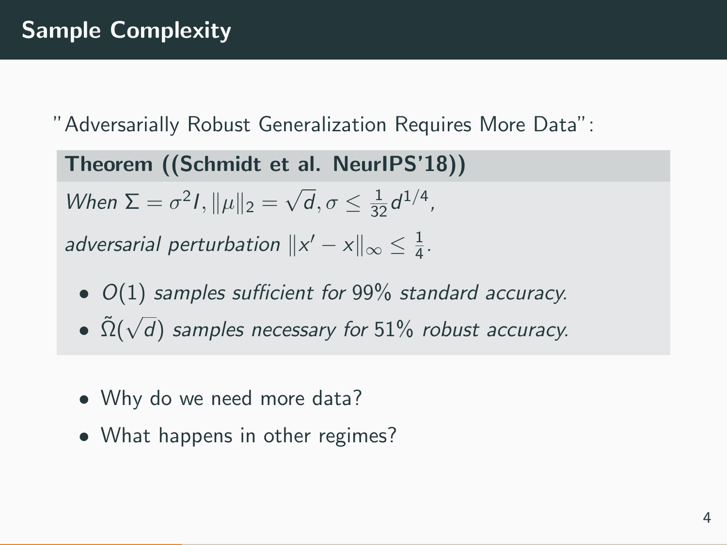# Sample Complexity

"Adversarially Robust Generalization Requires More Data":

**Theorem ((Schmidt et al. NeurIPS'18))**

*When* $\Sigma = \sigma^2 I, \|\mu\|_2 = \sqrt{d}, \sigma \leq \frac{1}{32} d^{1/4}$,

*adversarial perturbation* $\|x' - x\|_\infty \leq \frac{1}{4}$.

- $O(1)$ *samples sufficient for* 99% *standard accuracy.*
- $\tilde{\Omega}(\sqrt{d})$ *samples necessary for* 51% *robust accuracy.*

- Why do we need more data?
- What happens in other regimes?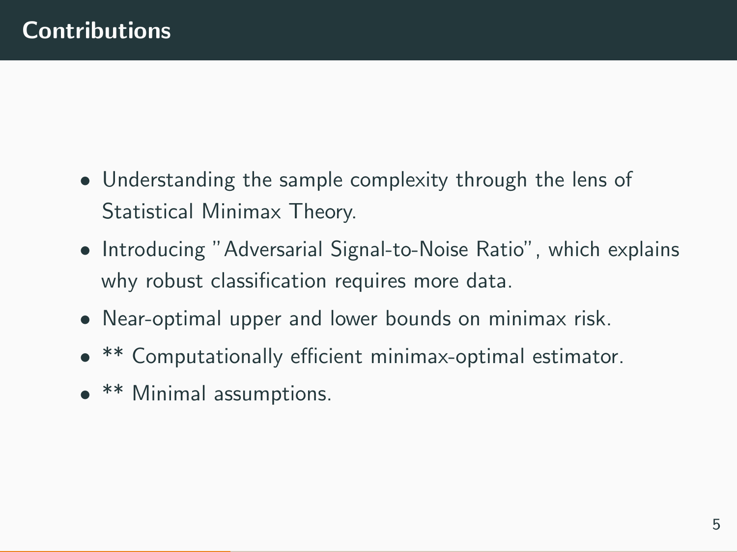# Contributions

- Understanding the sample complexity through the lens of Statistical Minimax Theory.
- Introducing "Adversarial Signal-to-Noise Ratio", which explains why robust classification requires more data.
- Near-optimal upper and lower bounds on minimax risk.
- ** Computationally efficient minimax-optimal estimator.
- ** Minimal assumptions.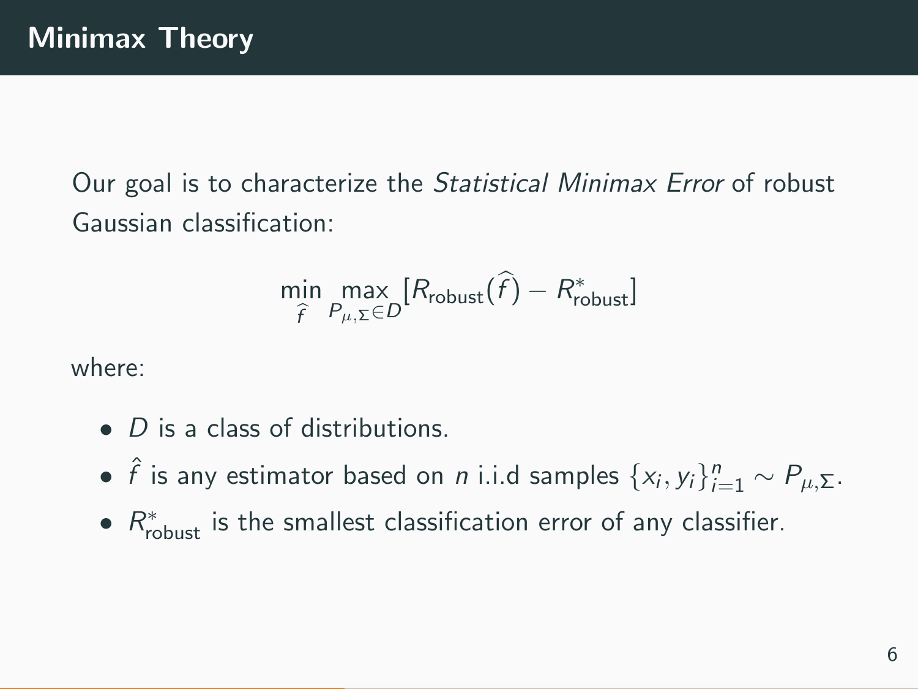# Minimax Theory

Our goal is to characterize the *Statistical Minimax Error* of robust Gaussian classification:

$$\min_{\widehat{f}} \max_{P_{\mu,\Sigma} \in D} [R_{\text{robust}}(\widehat{f}) - R^*_{\text{robust}}]$$

where:

- $D$ is a class of distributions.
- $\hat{f}$ is any estimator based on $n$ i.i.d samples $\{x_i, y_i\}_{i=1}^n \sim P_{\mu,\Sigma}$.
- $R^*_{\text{robust}}$ is the smallest classification error of any classifier.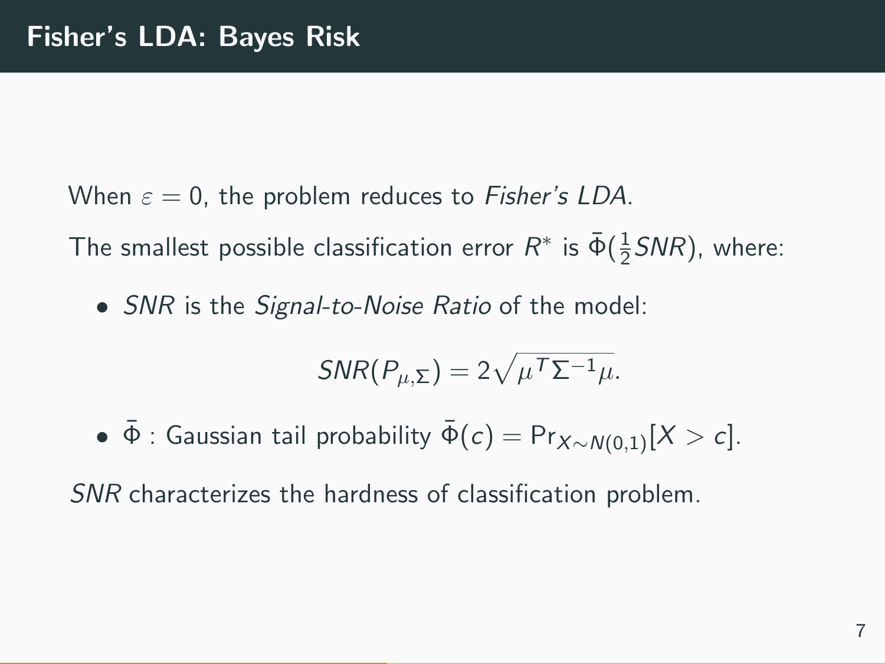# Fisher's LDA: Bayes Risk

When $\varepsilon = 0$, the problem reduces to *Fisher's LDA*.

The smallest possible classification error $R^*$ is $\bar{\Phi}(\frac{1}{2}SNR)$, where:

- *SNR* is the *Signal-to-Noise Ratio* of the model:

$$SNR(P_{\mu,\Sigma}) = 2\sqrt{\mu^T \Sigma^{-1} \mu}.$$

- $\bar{\Phi}$ : Gaussian tail probability $\bar{\Phi}(c) = \Pr_{X \sim N(0,1)}[X > c]$.

*SNR* characterizes the hardness of classification problem.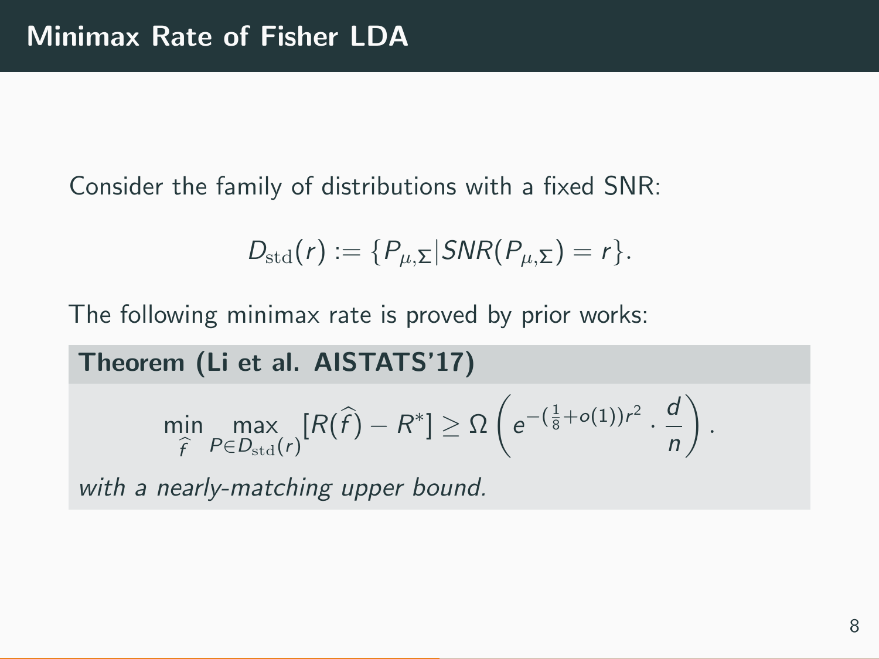# Minimax Rate of Fisher LDA

Consider the family of distributions with a fixed SNR:

$$D_{\mathrm{std}}(r) := \{P_{\mu,\Sigma} | SNR(P_{\mu,\Sigma}) = r\}.$$

The following minimax rate is proved by prior works:

**Theorem (Li et al. AISTATS'17)**

$$\min_{\widehat{f}} \max_{P \in D_{\mathrm{std}}(r)} [R(\widehat{f}) - R^*] \geq \Omega\left(e^{-(\frac{1}{8}+o(1))r^2} \cdot \frac{d}{n}\right).$$

*with a nearly-matching upper bound.*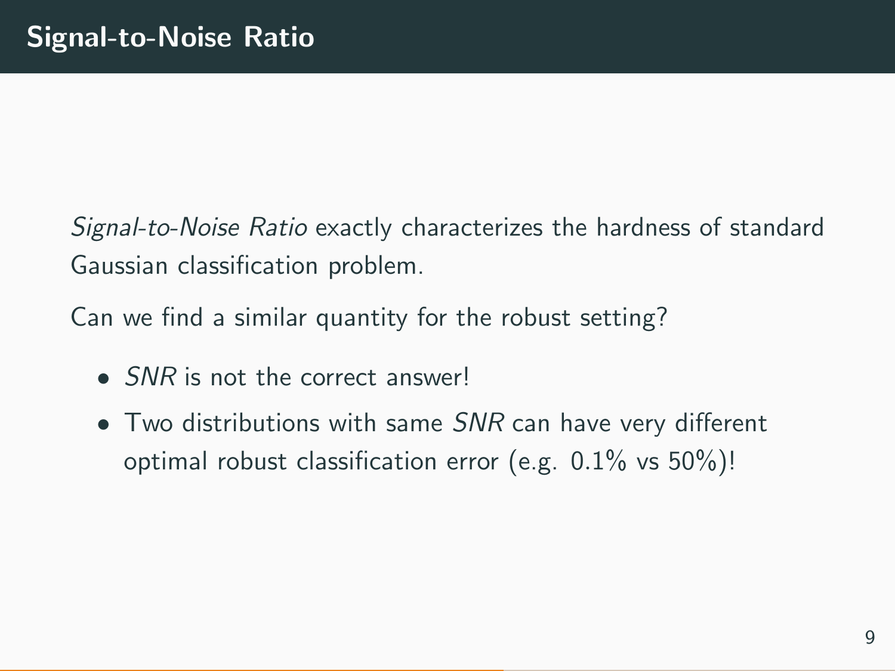# Signal-to-Noise Ratio

*Signal-to-Noise Ratio* exactly characterizes the hardness of standard Gaussian classification problem.

Can we find a similar quantity for the robust setting?

- *SNR* is not the correct answer!
- Two distributions with same *SNR* can have very different optimal robust classification error (e.g. 0.1% vs 50%)!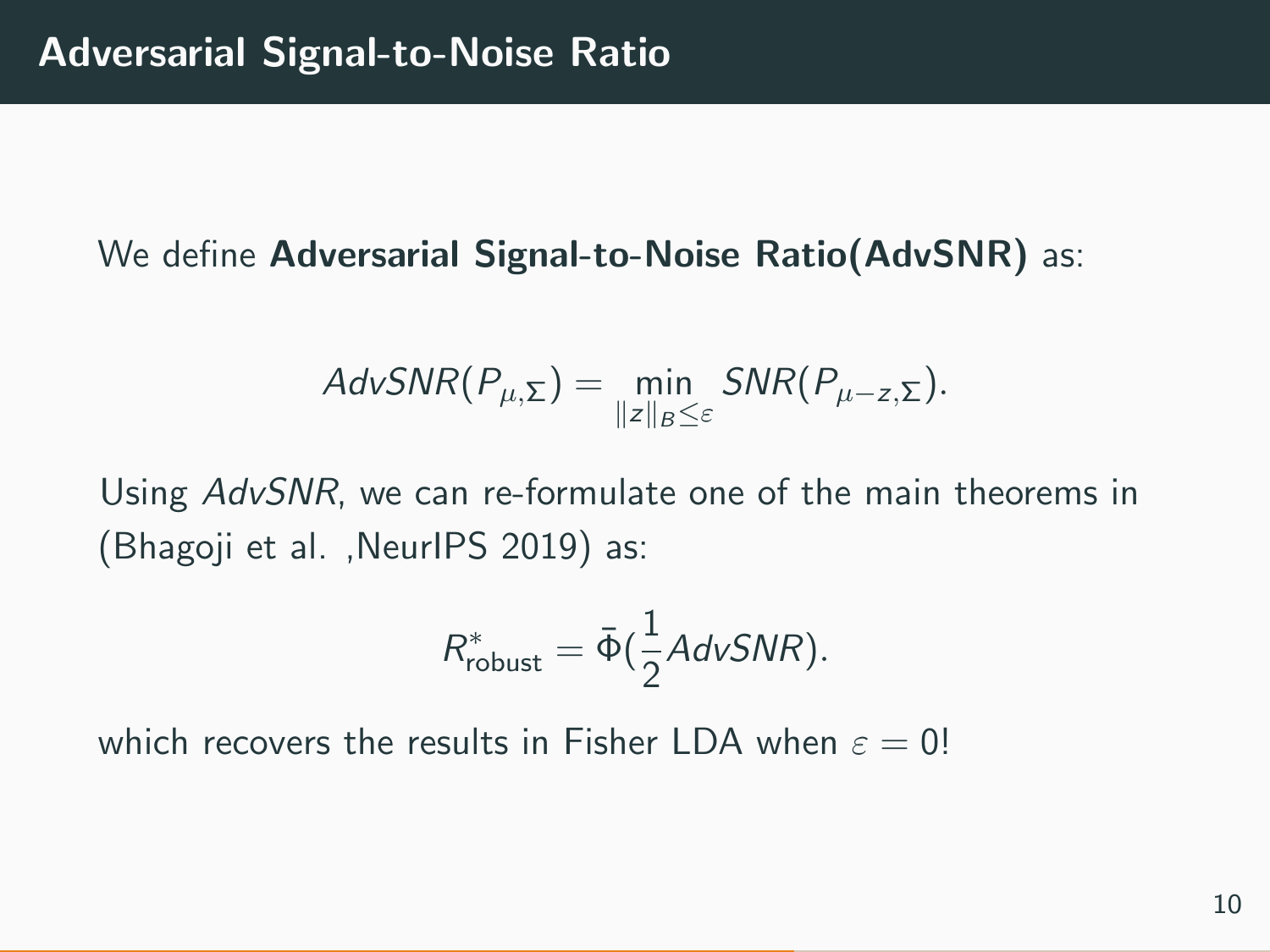## Adversarial Signal-to-Noise Ratio

We define **Adversarial Signal-to-Noise Ratio(AdvSNR)** as:

$$AdvSNR(P_{\mu,\Sigma}) = \min_{\|z\|_B \leq \varepsilon} SNR(P_{\mu-z,\Sigma}).$$

Using *AdvSNR*, we can re-formulate one of the main theorems in (Bhagoji et al. ,NeurIPS 2019) as:

$$R^*_{\text{robust}} = \bar{\Phi}(\frac{1}{2}AdvSNR).$$

which recovers the results in Fisher LDA when $\varepsilon = 0$!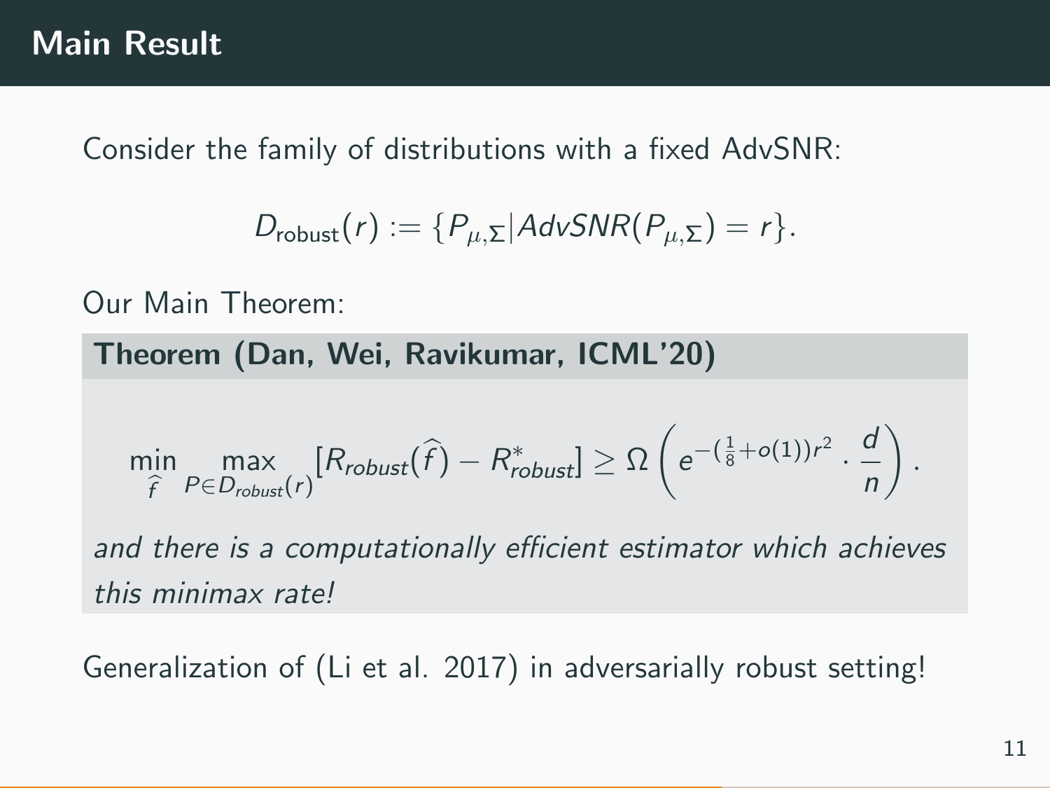# Main Result

Consider the family of distributions with a fixed AdvSNR:

$$D_{\text{robust}}(r) := \{P_{\mu,\Sigma} | AdvSNR(P_{\mu,\Sigma}) = r\}.$$

Our Main Theorem:

**Theorem (Dan, Wei, Ravikumar, ICML'20)**

$$\min_{\widehat{f}} \max_{P \in D_{robust}(r)} [R_{robust}(\widehat{f}) - R^*_{robust}] \geq \Omega\left(e^{-(\frac{1}{8}+o(1))r^2} \cdot \frac{d}{n}\right).$$

*and there is a computationally efficient estimator which achieves this minimax rate!*

Generalization of (Li et al. 2017) in adversarially robust setting!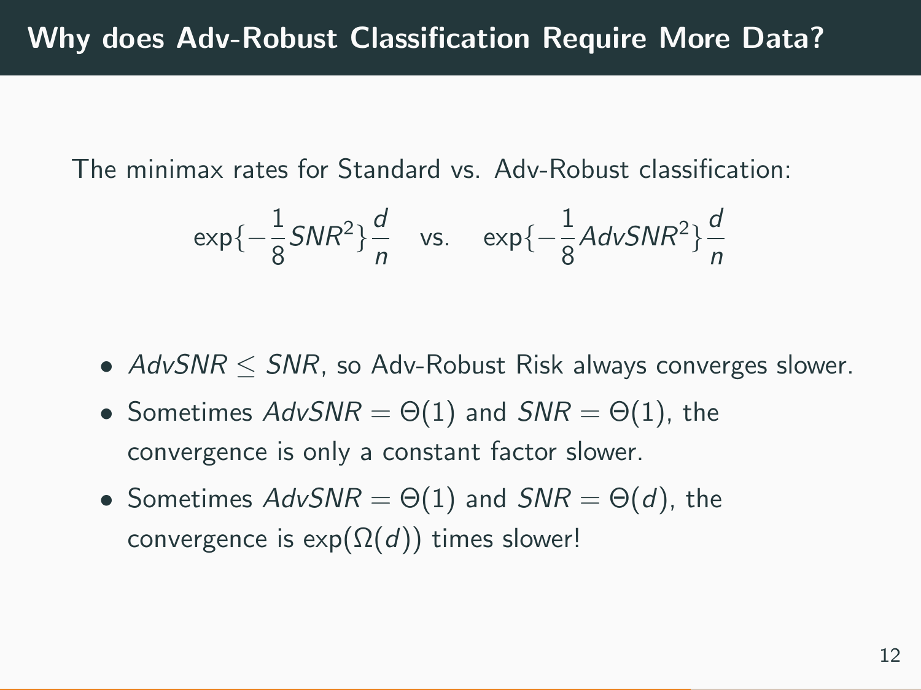# Why does Adv-Robust Classification Require More Data?

The minimax rates for Standard vs. Adv-Robust classification:

$$\exp\{-\frac{1}{8}SNR^2\}\frac{d}{n} \quad \text{vs.} \quad \exp\{-\frac{1}{8}AdvSNR^2\}\frac{d}{n}$$

- $AdvSNR \leq SNR$, so Adv-Robust Risk always converges slower.
- Sometimes $AdvSNR = \Theta(1)$ and $SNR = \Theta(1)$, the convergence is only a constant factor slower.
- Sometimes $AdvSNR = \Theta(1)$ and $SNR = \Theta(d)$, the convergence is $\exp(\Omega(d))$ times slower!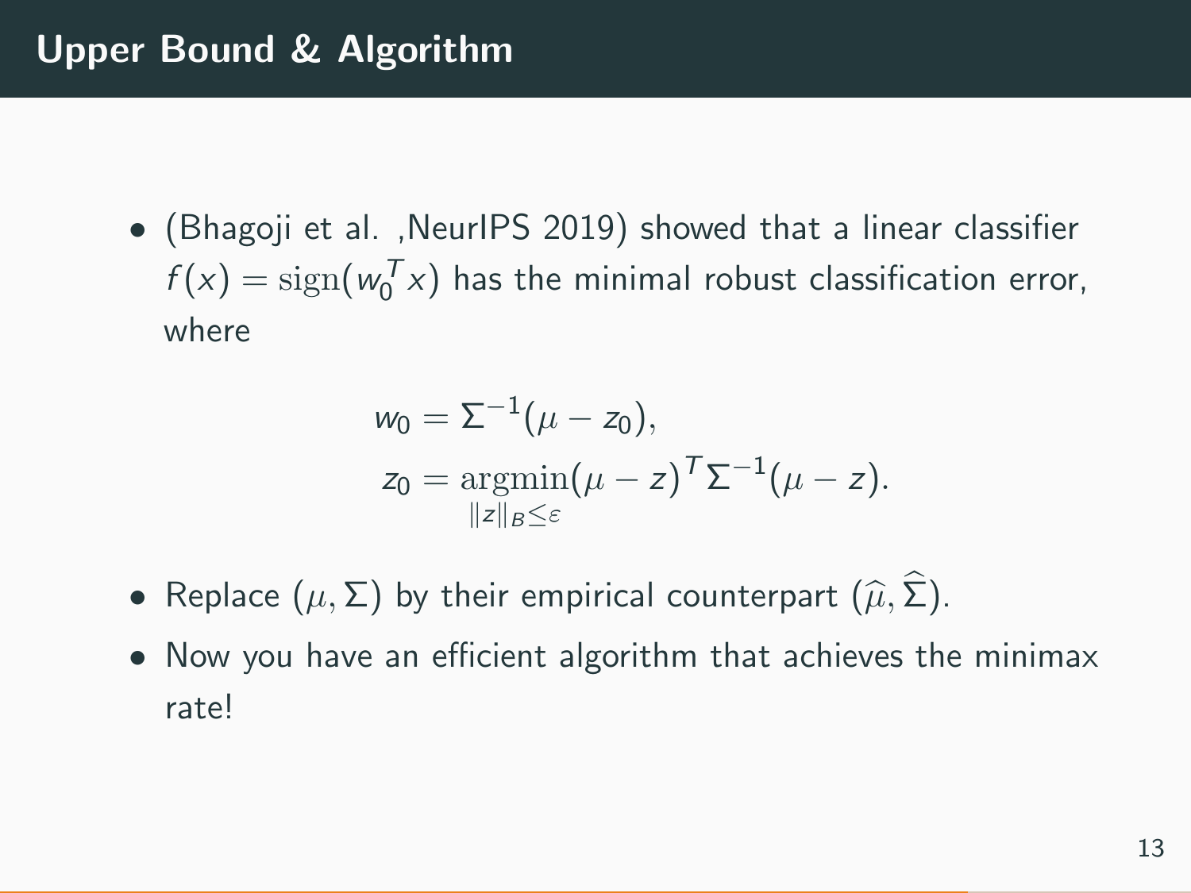# Upper Bound & Algorithm

- (Bhagoji et al. ,NeurIPS 2019) showed that a linear classifier $f(x) = \mathrm{sign}(w_0^T x)$ has the minimal robust classification error, where

$$
\begin{aligned}
w_0 &= \Sigma^{-1}(\mu - z_0), \\
z_0 &= \underset{\|z\|_B \leq \varepsilon}{\mathrm{argmin}} (\mu - z)^T \Sigma^{-1} (\mu - z).
\end{aligned}
$$

- Replace $(\mu, \Sigma)$ by their empirical counterpart $(\widehat{\mu}, \widehat{\Sigma})$.
- Now you have an efficient algorithm that achieves the minimax rate!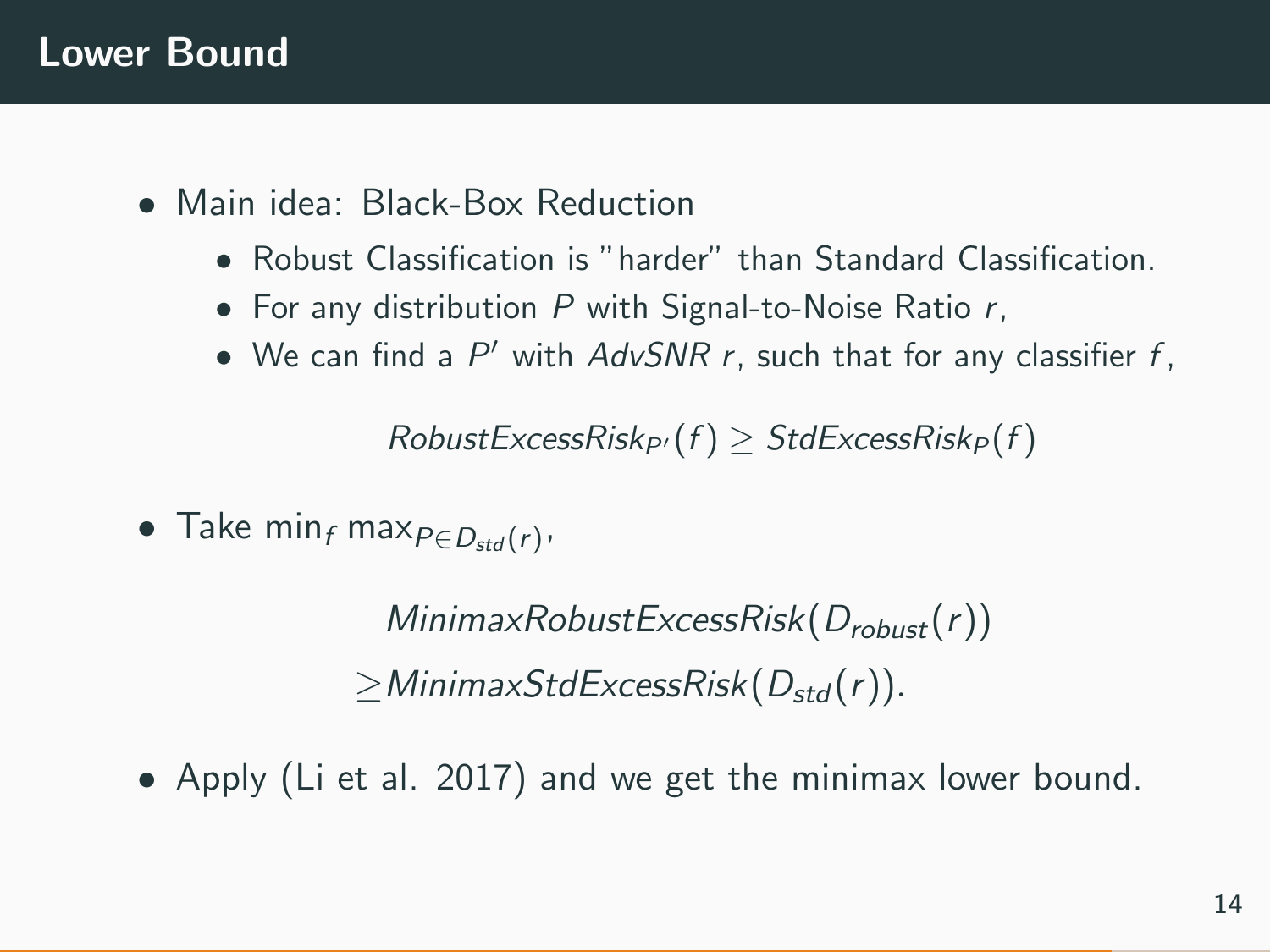## Lower Bound

- Main idea: Black-Box Reduction
  - Robust Classification is "harder" than Standard Classification.
  - For any distribution $P$ with Signal-to-Noise Ratio $r$,
  - We can find a $P'$ with $AdvSNR$ $r$, such that for any classifier $f$,

$$RobustExcessRisk_{P'}(f) \geq StdExcessRisk_{P}(f)$$

- Take $\min_f \max_{P \in D_{std}(r)}$,

$$\begin{aligned} &MinimaxRobustExcessRisk(D_{robust}(r)) \\ \geq &MinimaxStdExcessRisk(D_{std}(r)). \end{aligned}$$

- Apply (Li et al. 2017) and we get the minimax lower bound.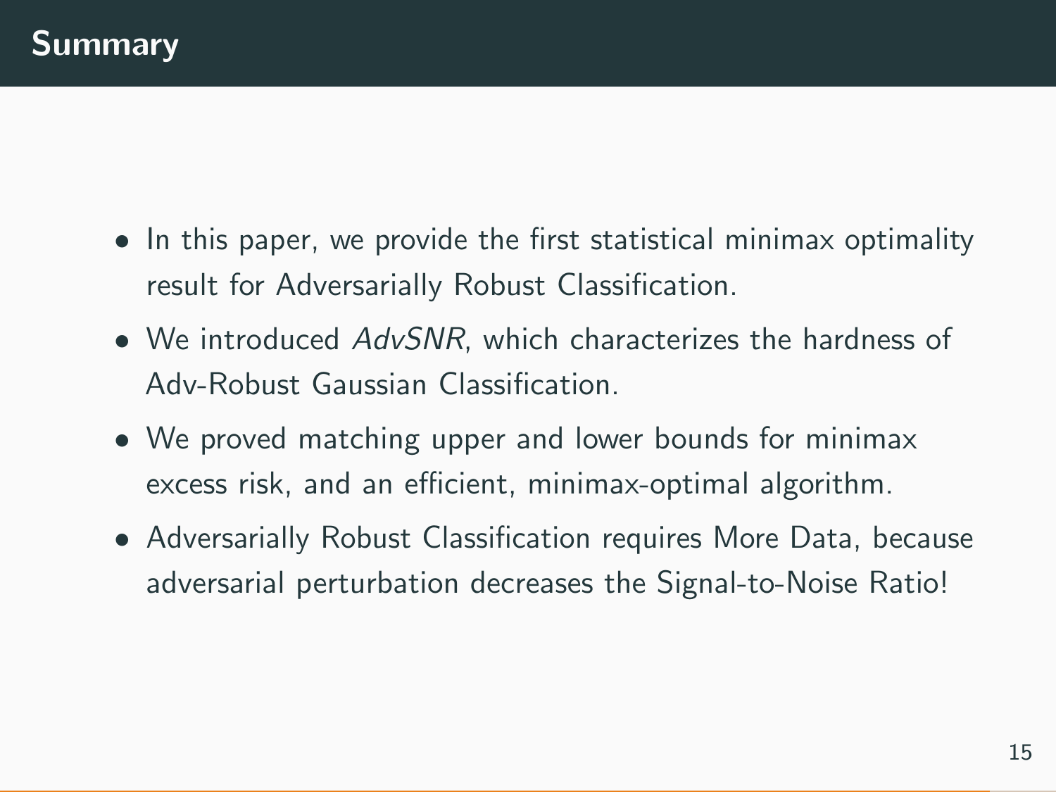# Summary

- In this paper, we provide the first statistical minimax optimality result for Adversarially Robust Classification.
- We introduced *AdvSNR*, which characterizes the hardness of Adv-Robust Gaussian Classification.
- We proved matching upper and lower bounds for minimax excess risk, and an efficient, minimax-optimal algorithm.
- Adversarially Robust Classification requires More Data, because adversarial perturbation decreases the Signal-to-Noise Ratio!